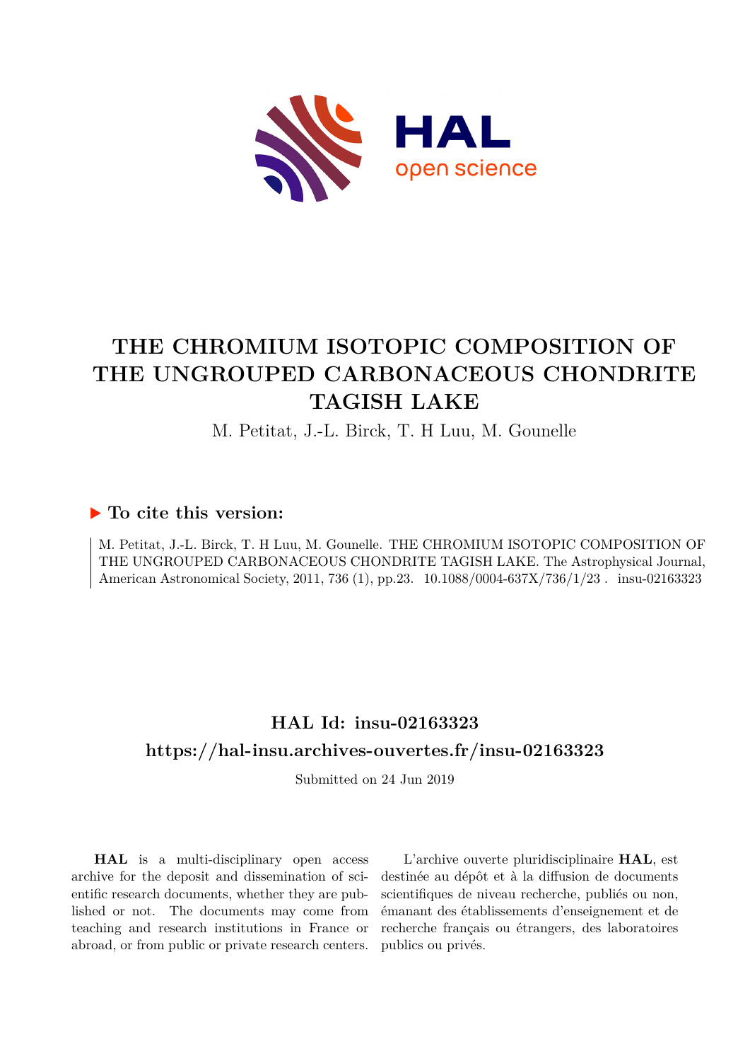# THE CHROMIUM ISOTOPIC COMPOSITION OF THE UNGROUPED CARBONACEOUS CHONDRITE TAGISH LAKE

M. Petitat, J.-L. Birck, T. H Luu, M. Gounelle

## ▶ To cite this version:

M. Petitat, J.-L. Birck, T. H Luu, M. Gounelle. THE CHROMIUM ISOTOPIC COMPOSITION OF THE UNGROUPED CARBONACEOUS CHONDRITE TAGISH LAKE. The Astrophysical Journal, American Astronomical Society, 2011, 736 (1), pp.23. 10.1088/0004-637X/736/1/23 . insu-02163323

## HAL Id: insu-02163323

## https://hal-insu.archives-ouvertes.fr/insu-02163323

Submitted on 24 Jun 2019

**HAL** is a multi-disciplinary open access archive for the deposit and dissemination of scientific research documents, whether they are published or not. The documents may come from teaching and research institutions in France or abroad, or from public or private research centers.

L'archive ouverte pluridisciplinaire **HAL**, est destinée au dépôt et à la diffusion de documents scientifiques de niveau recherche, publiés ou non, émanant des établissements d'enseignement et de recherche français ou étrangers, des laboratoires publics ou privés.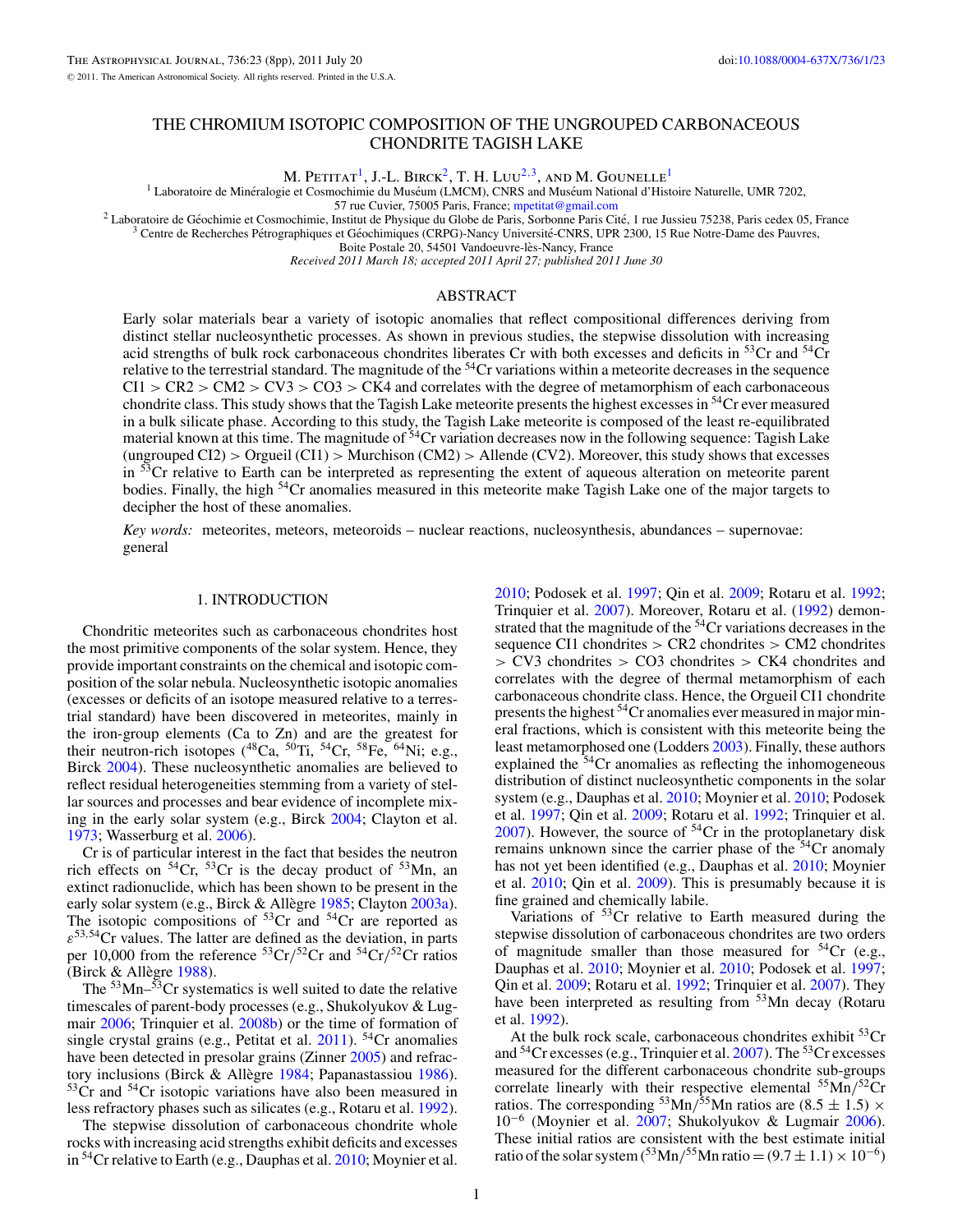# THE CHROMIUM ISOTOPIC COMPOSITION OF THE UNGROUPED CARBONACEOUS CHONDRITE TAGISH LAKE

M. Petitat[1], J.-L. Birck[2], T. H. Luu[2,3], and M. Gounelle[1]

[1] Laboratoire de Minéralogie et Cosmochimie du Muséum (LMCM), CNRS and Muséum National d'Histoire Naturelle, UMR 7202, 57 rue Cuvier, 75005 Paris, France; mpetitat@gmail.com

[2] Laboratoire de Géochimie et Cosmochimie, Institut de Physique du Globe de Paris, Sorbonne Paris Cité, 1 rue Jussieu 75238, Paris cedex 05, France

[3] Centre de Recherches Pétrographiques et Géochimiques (CRPG)-Nancy Université-CNRS, UPR 2300, 15 Rue Notre-Dame des Pauvres, Boite Postale 20, 54501 Vandoeuvre-lès-Nancy, France

*Received 2011 March 18; accepted 2011 April 27; published 2011 June 30*

## ABSTRACT

Early solar materials bear a variety of isotopic anomalies that reflect compositional differences deriving from distinct stellar nucleosynthetic processes. As shown in previous studies, the stepwise dissolution with increasing acid strengths of bulk rock carbonaceous chondrites liberates Cr with both excesses and deficits in $^{53}$Cr and $^{54}$Cr relative to the terrestrial standard. The magnitude of the $^{54}$Cr variations within a meteorite decreases in the sequence CI1 > CR2 > CM2 > CV3 > CO3 > CK4 and correlates with the degree of metamorphism of each carbonaceous chondrite class. This study shows that the Tagish Lake meteorite presents the highest excesses in $^{54}$Cr ever measured in a bulk silicate phase. According to this study, the Tagish Lake meteorite is composed of the least re-equilibrated material known at this time. The magnitude of $^{54}$Cr variation decreases now in the following sequence: Tagish Lake (ungrouped CI2) > Orgueil (CI1) > Murchison (CM2) > Allende (CV2). Moreover, this study shows that excesses in $^{53}$Cr relative to Earth can be interpreted as representing the extent of aqueous alteration on meteorite parent bodies. Finally, the high $^{54}$Cr anomalies measured in this meteorite make Tagish Lake one of the major targets to decipher the host of these anomalies.

*Key words:* meteorites, meteors, meteoroids – nuclear reactions, nucleosynthesis, abundances – supernovae: general

## 1. INTRODUCTION

Chondritic meteorites such as carbonaceous chondrites host the most primitive components of the solar system. Hence, they provide important constraints on the chemical and isotopic composition of the solar nebula. Nucleosynthetic isotopic anomalies (excesses or deficits of an isotope measured relative to a terrestrial standard) have been discovered in meteorites, mainly in the iron-group elements (Ca to Zn) and are the greatest for their neutron-rich isotopes ($^{48}$Ca, $^{50}$Ti, $^{54}$Cr, $^{58}$Fe, $^{64}$Ni; e.g., Birck 2004). These nucleosynthetic anomalies are believed to reflect residual heterogeneities stemming from a variety of stellar sources and processes and bear evidence of incomplete mixing in the early solar system (e.g., Birck 2004; Clayton et al. 1973; Wasserburg et al. 2006).

Cr is of particular interest in the fact that besides the neutron rich effects on $^{54}$Cr, $^{53}$Cr is the decay product of $^{53}$Mn, an extinct radionuclide, which has been shown to be present in the early solar system (e.g., Birck & Allègre 1985; Clayton 2003a). The isotopic compositions of $^{53}$Cr and $^{54}$Cr are reported as $\varepsilon^{53,54}$Cr values. The latter are defined as the deviation, in parts per 10,000 from the reference $^{53}$Cr/$^{52}$Cr and $^{54}$Cr/$^{52}$Cr ratios (Birck & Allègre 1988).

The $^{53}$Mn–$^{53}$Cr systematics is well suited to date the relative timescales of parent-body processes (e.g., Shukolyukov & Lugmair 2006; Trinquier et al. 2008b) or the time of formation of single crystal grains (e.g., Petitat et al. 2011). $^{54}$Cr anomalies have been detected in presolar grains (Zinner 2005) and refractory inclusions (Birck & Allègre 1984; Papanastassiou 1986). $^{53}$Cr and $^{54}$Cr isotopic variations have also been measured in less refractory phases such as silicates (e.g., Rotaru et al. 1992).

The stepwise dissolution of carbonaceous chondrite whole rocks with increasing acid strengths exhibit deficits and excesses in $^{54}$Cr relative to Earth (e.g., Dauphas et al. 2010; Moynier et al. 2010; Podosek et al. 1997; Qin et al. 2009; Rotaru et al. 1992; Trinquier et al. 2007). Moreover, Rotaru et al. (1992) demonstrated that the magnitude of the $^{54}$Cr variations decreases in the sequence CI1 chondrites > CR2 chondrites > CM2 chondrites > CV3 chondrites > CO3 chondrites > CK4 chondrites and correlates with the degree of thermal metamorphism of each carbonaceous chondrite class. Hence, the Orgueil CI1 chondrite presents the highest $^{54}$Cr anomalies ever measured in major mineral fractions, which is consistent with this meteorite being the least metamorphosed one (Lodders 2003). Finally, these authors explained the $^{54}$Cr anomalies as reflecting the inhomogeneous distribution of distinct nucleosynthetic components in the solar system (e.g., Dauphas et al. 2010; Moynier et al. 2010; Podosek et al. 1997; Qin et al. 2009; Rotaru et al. 1992; Trinquier et al. 2007). However, the source of $^{54}$Cr in the protoplanetary disk remains unknown since the carrier phase of the $^{54}$Cr anomaly has not yet been identified (e.g., Dauphas et al. 2010; Moynier et al. 2010; Qin et al. 2009). This is presumably because it is fine grained and chemically labile.

Variations of $^{53}$Cr relative to Earth measured during the stepwise dissolution of carbonaceous chondrites are two orders of magnitude smaller than those measured for $^{54}$Cr (e.g., Dauphas et al. 2010; Moynier et al. 2010; Podosek et al. 1997; Qin et al. 2009; Rotaru et al. 1992; Trinquier et al. 2007). They have been interpreted as resulting from $^{53}$Mn decay (Rotaru et al. 1992).

At the bulk rock scale, carbonaceous chondrites exhibit $^{53}$Cr and $^{54}$Cr excesses (e.g., Trinquier et al. 2007). The $^{53}$Cr excesses measured for the different carbonaceous chondrite sub-groups correlate linearly with their respective elemental $^{55}$Mn/$^{52}$Cr ratios. The corresponding $^{53}$Mn/$^{55}$Mn ratios are $(8.5 \pm 1.5) \times 10^{-6}$ (Moynier et al. 2007; Shukolyukov & Lugmair 2006). These initial ratios are consistent with the best estimate initial ratio of the solar system ($^{53}$Mn/$^{55}$Mn ratio $= (9.7 \pm 1.1) \times 10^{-6}$)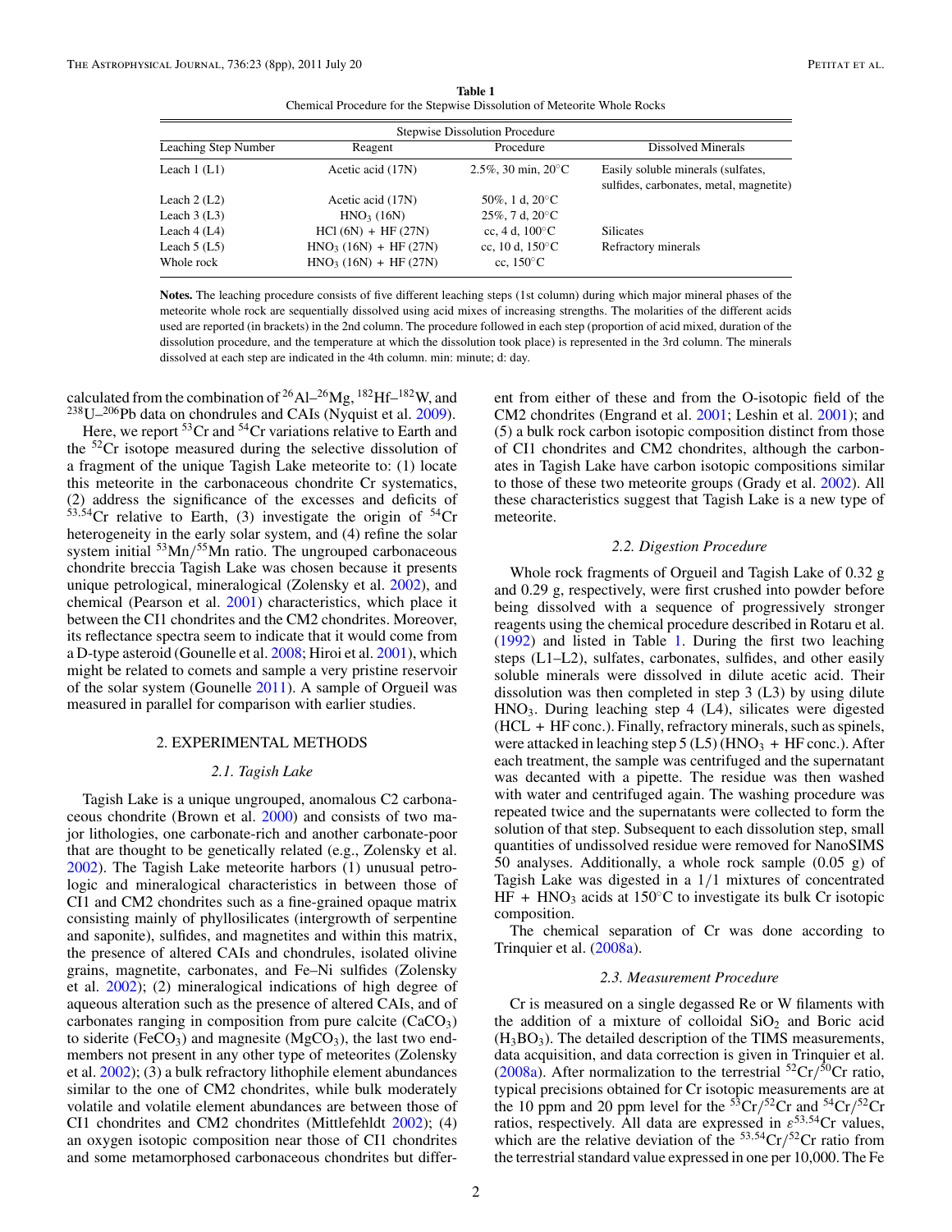**Table 1**
Chemical Procedure for the Stepwise Dissolution of Meteorite Whole Rocks

| Stepwise Dissolution Procedure | | | |
|---|---|---|---|
| Leaching Step Number | Reagent | Procedure | Dissolved Minerals |
| Leach 1 (L1) | Acetic acid (17N) | 2.5%, 30 min, 20°C | Easily soluble minerals (sulfates, sulfides, carbonates, metal, magnetite) |
| Leach 2 (L2) | Acetic acid (17N) | 50%, 1 d, 20°C | |
| Leach 3 (L3) | $HNO_3$ (16N) | 25%, 7 d, 20°C | |
| Leach 4 (L4) | HCl (6N) + HF (27N) | cc, 4 d, 100°C | Silicates |
| Leach 5 (L5) | $HNO_3$ (16N) + HF (27N) | cc, 10 d, 150°C | Refractory minerals |
| Whole rock | $HNO_3$ (16N) + HF (27N) | cc, 150°C | |

**Notes.** The leaching procedure consists of five different leaching steps (1st column) during which major mineral phases of the meteorite whole rock are sequentially dissolved using acid mixes of increasing strengths. The molarities of the different acids used are reported (in brackets) in the 2nd column. The procedure followed in each step (proportion of acid mixed, duration of the dissolution procedure, and the temperature at which the dissolution took place) is represented in the 3rd column. The minerals dissolved at each step are indicated in the 4th column. min: minute; d: day.

calculated from the combination of $^{26}Al$–$^{26}Mg$, $^{182}Hf$–$^{182}W$, and $^{238}U$–$^{206}Pb$ data on chondrules and CAIs (Nyquist et al. 2009).

Here, we report $^{53}Cr$ and $^{54}Cr$ variations relative to Earth and the $^{52}Cr$ isotope measured during the selective dissolution of a fragment of the unique Tagish Lake meteorite to: (1) locate this meteorite in the carbonaceous chondrite Cr systematics, (2) address the significance of the excesses and deficits of $^{53,54}Cr$ relative to Earth, (3) investigate the origin of $^{54}Cr$ heterogeneity in the early solar system, and (4) refine the solar system initial $^{53}Mn/^{55}Mn$ ratio. The ungrouped carbonaceous chondrite breccia Tagish Lake was chosen because it presents unique petrological, mineralogical (Zolensky et al. 2002), and chemical (Pearson et al. 2001) characteristics, which place it between the CI1 chondrites and the CM2 chondrites. Moreover, its reflectance spectra seem to indicate that it would come from a D-type asteroid (Gounelle et al. 2008; Hiroi et al. 2001), which might be related to comets and sample a very pristine reservoir of the solar system (Gounelle 2011). A sample of Orgueil was measured in parallel for comparison with earlier studies.

## 2. EXPERIMENTAL METHODS

### 2.1. Tagish Lake

Tagish Lake is a unique ungrouped, anomalous C2 carbonaceous chondrite (Brown et al. 2000) and consists of two major lithologies, one carbonate-rich and another carbonate-poor that are thought to be genetically related (e.g., Zolensky et al. 2002). The Tagish Lake meteorite harbors (1) unusual petrologic and mineralogical characteristics in between those of CI1 and CM2 chondrites such as a fine-grained opaque matrix consisting mainly of phyllosilicates (intergrowth of serpentine and saponite), sulfides, and magnetites and within this matrix, the presence of altered CAIs and chondrules, isolated olivine grains, magnetite, carbonates, and Fe–Ni sulfides (Zolensky et al. 2002); (2) mineralogical indications of high degree of aqueous alteration such as the presence of altered CAIs, and of carbonates ranging in composition from pure calcite ($CaCO_3$) to siderite ($FeCO_3$) and magnesite ($MgCO_3$), the last two endmembers not present in any other type of meteorites (Zolensky et al. 2002); (3) a bulk refractory lithophile element abundances similar to the one of CM2 chondrites, while bulk moderately volatile and volatile element abundances are between those of CI1 chondrites and CM2 chondrites (Mittlefehldt 2002); (4) an oxygen isotopic composition near those of CI1 chondrites and some metamorphosed carbonaceous chondrites but different from either of these and from the O-isotopic field of the CM2 chondrites (Engrand et al. 2001; Leshin et al. 2001); and (5) a bulk rock carbon isotopic composition distinct from those of CI1 chondrites and CM2 chondrites, although the carbonates in Tagish Lake have carbon isotopic compositions similar to those of these two meteorite groups (Grady et al. 2002). All these characteristics suggest that Tagish Lake is a new type of meteorite.

### 2.2. Digestion Procedure

Whole rock fragments of Orgueil and Tagish Lake of 0.32 g and 0.29 g, respectively, were first crushed into powder before being dissolved with a sequence of progressively stronger reagents using the chemical procedure described in Rotaru et al. (1992) and listed in Table 1. During the first two leaching steps (L1–L2), sulfates, carbonates, sulfides, and other easily soluble minerals were dissolved in dilute acetic acid. Their dissolution was then completed in step 3 (L3) by using dilute $HNO_3$. During leaching step 4 (L4), silicates were digested (HCL + HF conc.). Finally, refractory minerals, such as spinels, were attacked in leaching step 5 (L5) ($HNO_3$ + HF conc.). After each treatment, the sample was centrifuged and the supernatant was decanted with a pipette. The residue was then washed with water and centrifuged again. The washing procedure was repeated twice and the supernatants were collected to form the solution of that step. Subsequent to each dissolution step, small quantities of undissolved residue were removed for NanoSIMS 50 analyses. Additionally, a whole rock sample (0.05 g) of Tagish Lake was digested in a 1/1 mixtures of concentrated HF + $HNO_3$ acids at 150°C to investigate its bulk Cr isotopic composition.

The chemical separation of Cr was done according to Trinquier et al. (2008a).

### 2.3. Measurement Procedure

Cr is measured on a single degassed Re or W filaments with the addition of a mixture of colloidal $SiO_2$ and Boric acid ($H_3BO_3$). The detailed description of the TIMS measurements, data acquisition, and data correction is given in Trinquier et al. (2008a). After normalization to the terrestrial $^{52}Cr/^{50}Cr$ ratio, typical precisions obtained for Cr isotopic measurements are at the 10 ppm and 20 ppm level for the $^{53}Cr/^{52}Cr$ and $^{54}Cr/^{52}Cr$ ratios, respectively. All data are expressed in $\varepsilon^{53,54}Cr$ values, which are the relative deviation of the $^{53,54}Cr/^{52}Cr$ ratio from the terrestrial standard value expressed in one per 10,000. The Fe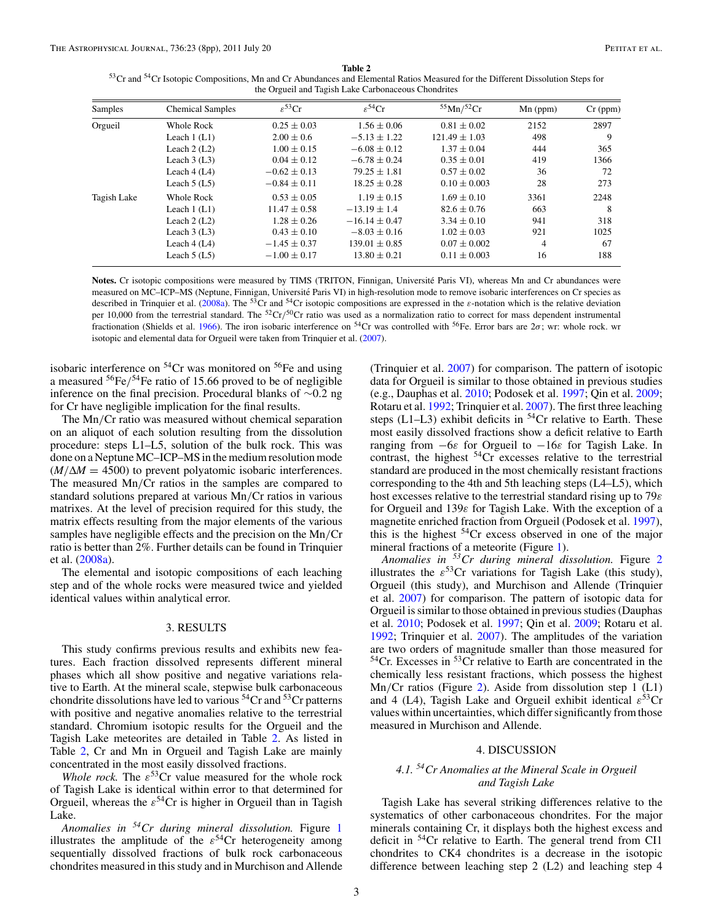**Table 2**

$^{53}Cr$ and $^{54}Cr$ Isotopic Compositions, Mn and Cr Abundances and Elemental Ratios Measured for the Different Dissolution Steps for the Orgueil and Tagish Lake Carbonaceous Chondrites

| Samples | Chemical Samples | $\varepsilon^{53}Cr$ | $\varepsilon^{54}Cr$ | $^{55}Mn/^{52}Cr$ | Mn (ppm) | Cr (ppm) |
|---|---|---|---|---|---|---|
| Orgueil | Whole Rock | $0.25 \pm 0.03$ | $1.56 \pm 0.06$ | $0.81 \pm 0.02$ | 2152 | 2897 |
| | Leach 1 (L1) | $2.00 \pm 0.6$ | $-5.13 \pm 1.22$ | $121.49 \pm 1.03$ | 498 | 9 |
| | Leach 2 (L2) | $1.00 \pm 0.15$ | $-6.08 \pm 0.12$ | $1.37 \pm 0.04$ | 444 | 365 |
| | Leach 3 (L3) | $0.04 \pm 0.12$ | $-6.78 \pm 0.24$ | $0.35 \pm 0.01$ | 419 | 1366 |
| | Leach 4 (L4) | $-0.62 \pm 0.13$ | $79.25 \pm 1.81$ | $0.57 \pm 0.02$ | 36 | 72 |
| | Leach 5 (L5) | $-0.84 \pm 0.11$ | $18.25 \pm 0.28$ | $0.10 \pm 0.003$ | 28 | 273 |
| Tagish Lake | Whole Rock | $0.53 \pm 0.05$ | $1.19 \pm 0.15$ | $1.69 \pm 0.10$ | 3361 | 2248 |
| | Leach 1 (L1) | $11.47 \pm 0.58$ | $-13.19 \pm 1.4$ | $82.6 \pm 0.76$ | 663 | 8 |
| | Leach 2 (L2) | $1.28 \pm 0.26$ | $-16.14 \pm 0.47$ | $3.34 \pm 0.10$ | 941 | 318 |
| | Leach 3 (L3) | $0.43 \pm 0.10$ | $-8.03 \pm 0.16$ | $1.02 \pm 0.03$ | 921 | 1025 |
| | Leach 4 (L4) | $-1.45 \pm 0.37$ | $139.01 \pm 0.85$ | $0.07 \pm 0.002$ | 4 | 67 |
| | Leach 5 (L5) | $-1.00 \pm 0.17$ | $13.80 \pm 0.21$ | $0.11 \pm 0.003$ | 16 | 188 |

**Notes.** Cr isotopic compositions were measured by TIMS (TRITON, Finnigan, Université Paris VI), whereas Mn and Cr abundances were measured on MC–ICP–MS (Neptune, Finnigan, Université Paris VI) in high-resolution mode to remove isobaric interferences on Cr species as described in Trinquier et al. (2008a). The $^{53}Cr$ and $^{54}Cr$ isotopic compositions are expressed in the $\varepsilon$-notation which is the relative deviation per 10,000 from the terrestrial standard. The $^{52}Cr/^{50}Cr$ ratio was used as a normalization ratio to correct for mass dependent instrumental fractionation (Shields et al. 1966). The iron isobaric interference on $^{54}Cr$ was controlled with $^{56}Fe$. Error bars are $2\sigma$; wr: whole rock. wr isotopic and elemental data for Orgueil were taken from Trinquier et al. (2007).

isobaric interference on $^{54}Cr$ was monitored on $^{56}Fe$ and using a measured $^{56}Fe/^{54}Fe$ ratio of 15.66 proved to be of negligible inference on the final precision. Procedural blanks of ~0.2 ng for Cr have negligible implication for the final results.

The Mn/Cr ratio was measured without chemical separation on an aliquot of each solution resulting from the dissolution procedure: steps L1–L5, solution of the bulk rock. This was done on a Neptune MC–ICP–MS in the medium resolution mode ($M/\Delta M = 4500$) to prevent polyatomic isobaric interferences. The measured Mn/Cr ratios in the samples are compared to standard solutions prepared at various Mn/Cr ratios in various matrixes. At the level of precision required for this study, the matrix effects resulting from the major elements of the various samples have negligible effects and the precision on the Mn/Cr ratio is better than 2%. Further details can be found in Trinquier et al. (2008a).

The elemental and isotopic compositions of each leaching step and of the whole rocks were measured twice and yielded identical values within analytical error.

## 3. RESULTS

This study confirms previous results and exhibits new features. Each fraction dissolved represents different mineral phases which all show positive and negative variations relative to Earth. At the mineral scale, stepwise bulk carbonaceous chondrite dissolutions have led to various $^{54}Cr$ and $^{53}Cr$ patterns with positive and negative anomalies relative to the terrestrial standard. Chromium isotopic results for the Orgueil and the Tagish Lake meteorites are detailed in Table 2. As listed in Table 2, Cr and Mn in Orgueil and Tagish Lake are mainly concentrated in the most easily dissolved fractions.

*Whole rock.* The $\varepsilon^{53}Cr$ value measured for the whole rock of Tagish Lake is identical within error to that determined for Orgueil, whereas the $\varepsilon^{54}Cr$ is higher in Orgueil than in Tagish Lake.

*Anomalies in $^{54}Cr$ during mineral dissolution.* Figure 1 illustrates the amplitude of the $\varepsilon^{54}Cr$ heterogeneity among sequentially dissolved fractions of bulk rock carbonaceous chondrites measured in this study and in Murchison and Allende (Trinquier et al. 2007) for comparison. The pattern of isotopic data for Orgueil is similar to those obtained in previous studies (e.g., Dauphas et al. 2010; Podosek et al. 1997; Qin et al. 2009; Rotaru et al. 1992; Trinquier et al. 2007). The first three leaching steps (L1–L3) exhibit deficits in $^{54}Cr$ relative to Earth. These most easily dissolved fractions show a deficit relative to Earth ranging from $-6\varepsilon$ for Orgueil to $-16\varepsilon$ for Tagish Lake. In contrast, the highest $^{54}Cr$ excesses relative to the terrestrial standard are produced in the most chemically resistant fractions corresponding to the 4th and 5th leaching steps (L4–L5), which host excesses relative to the terrestrial standard rising up to $79\varepsilon$ for Orgueil and $139\varepsilon$ for Tagish Lake. With the exception of a magnetite enriched fraction from Orgueil (Podosek et al. 1997), this is the highest $^{54}Cr$ excess observed in one of the major mineral fractions of a meteorite (Figure 1).

*Anomalies in $^{53}Cr$ during mineral dissolution.* Figure 2 illustrates the $\varepsilon^{53}Cr$ variations for Tagish Lake (this study), Orgueil (this study), and Murchison and Allende (Trinquier et al. 2007) for comparison. The pattern of isotopic data for Orgueil is similar to those obtained in previous studies (Dauphas et al. 2010; Podosek et al. 1997; Qin et al. 2009; Rotaru et al. 1992; Trinquier et al. 2007). The amplitudes of the variation are two orders of magnitude smaller than those measured for $^{54}Cr$. Excesses in $^{53}Cr$ relative to Earth are concentrated in the chemically less resistant fractions, which possess the highest Mn/Cr ratios (Figure 2). Aside from dissolution step 1 (L1) and 4 (L4), Tagish Lake and Orgueil exhibit identical $\varepsilon^{53}Cr$ values within uncertainties, which differ significantly from those measured in Murchison and Allende.

## 4. DISCUSSION

### 4.1. $^{54}Cr$ Anomalies at the Mineral Scale in Orgueil and Tagish Lake

Tagish Lake has several striking differences relative to the systematics of other carbonaceous chondrites. For the major minerals containing Cr, it displays both the highest excess and deficit in $^{54}Cr$ relative to Earth. The general trend from CI1 chondrites to CK4 chondrites is a decrease in the isotopic difference between leaching step 2 (L2) and leaching step 4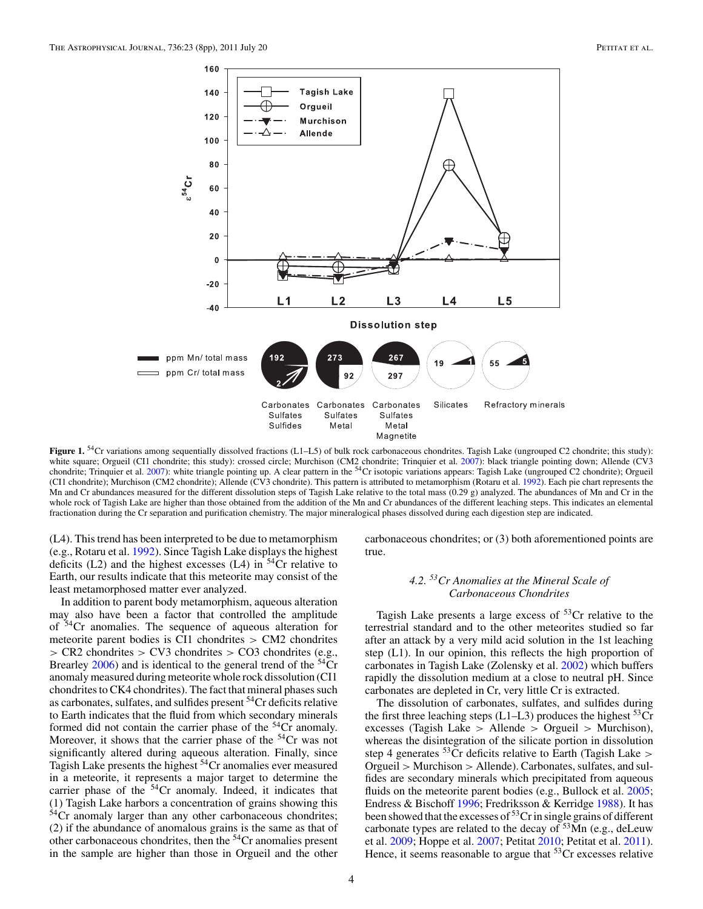**Figure 1.** $^{54}$Cr variations among sequentially dissolved fractions (L1–L5) of bulk rock carbonaceous chondrites. Tagish Lake (ungrouped C2 chondrite; this study): white square; Orgueil (CI1 chondrite; this study): crossed circle; Murchison (CM2 chondrite; Trinquier et al. 2007): black triangle pointing down; Allende (CV3 chondrite; Trinquier et al. 2007): white triangle pointing up. A clear pattern in the $^{54}$Cr isotopic variations appears: Tagish Lake (ungrouped C2 chondrite); Orgueil (CI1 chondrite); Murchison (CM2 chondrite); Allende (CV3 chondrite). This pattern is attributed to metamorphism (Rotaru et al. 1992). Each pie chart represents the Mn and Cr abundances measured for the different dissolution steps of Tagish Lake relative to the total mass (0.29 g) analyzed. The abundances of Mn and Cr in the whole rock of Tagish Lake are higher than those obtained from the addition of the Mn and Cr abundances of the different leaching steps. This indicates an elemental fractionation during the Cr separation and purification chemistry. The major mineralogical phases dissolved during each digestion step are indicated.

(L4). This trend has been interpreted to be due to metamorphism (e.g., Rotaru et al. 1992). Since Tagish Lake displays the highest deficits (L2) and the highest excesses (L4) in $^{54}$Cr relative to Earth, our results indicate that this meteorite may consist of the least metamorphosed matter ever analyzed.

In addition to parent body metamorphism, aqueous alteration may also have been a factor that controlled the amplitude of $^{54}$Cr anomalies. The sequence of aqueous alteration for meteorite parent bodies is CI1 chondrites > CM2 chondrites > CR2 chondrites > CV3 chondrites > CO3 chondrites (e.g., Brearley 2006) and is identical to the general trend of the $^{54}$Cr anomaly measured during meteorite whole rock dissolution (CI1 chondrites to CK4 chondrites). The fact that mineral phases such as carbonates, sulfates, and sulfides present $^{54}$Cr deficits relative to Earth indicates that the fluid from which secondary minerals formed did not contain the carrier phase of the $^{54}$Cr anomaly. Moreover, it shows that the carrier phase of the $^{54}$Cr was not significantly altered during aqueous alteration. Finally, since Tagish Lake presents the highest $^{54}$Cr anomalies ever measured in a meteorite, it represents a major target to determine the carrier phase of the $^{54}$Cr anomaly. Indeed, it indicates that (1) Tagish Lake harbors a concentration of grains showing this $^{54}$Cr anomaly larger than any other carbonaceous chondrites; (2) if the abundance of anomalous grains is the same as that of other carbonaceous chondrites, then the $^{54}$Cr anomalies present in the sample are higher than those in Orgueil and the other carbonaceous chondrites; or (3) both aforementioned points are true.

### 4.2. $^{53}$Cr Anomalies at the Mineral Scale of Carbonaceous Chondrites

Tagish Lake presents a large excess of $^{53}$Cr relative to the terrestrial standard and to the other meteorites studied so far after an attack by a very mild acid solution in the 1st leaching step (L1). In our opinion, this reflects the high proportion of carbonates in Tagish Lake (Zolensky et al. 2002) which buffers rapidly the dissolution medium at a close to neutral pH. Since carbonates are depleted in Cr, very little Cr is extracted.

The dissolution of carbonates, sulfates, and sulfides during the first three leaching steps (L1–L3) produces the highest $^{53}$Cr excesses (Tagish Lake > Allende > Orgueil > Murchison), whereas the disintegration of the silicate portion in dissolution step 4 generates $^{53}$Cr deficits relative to Earth (Tagish Lake > Orgueil > Murchison > Allende). Carbonates, sulfates, and sulfides are secondary minerals which precipitated from aqueous fluids on the meteorite parent bodies (e.g., Bullock et al. 2005; Endress & Bischoff 1996; Fredriksson & Kerridge 1988). It has been showed that the excesses of $^{53}$Cr in single grains of different carbonate types are related to the decay of $^{53}$Mn (e.g., deLeuw et al. 2009; Hoppe et al. 2007; Petitat 2010; Petitat et al. 2011). Hence, it seems reasonable to argue that $^{53}$Cr excesses relative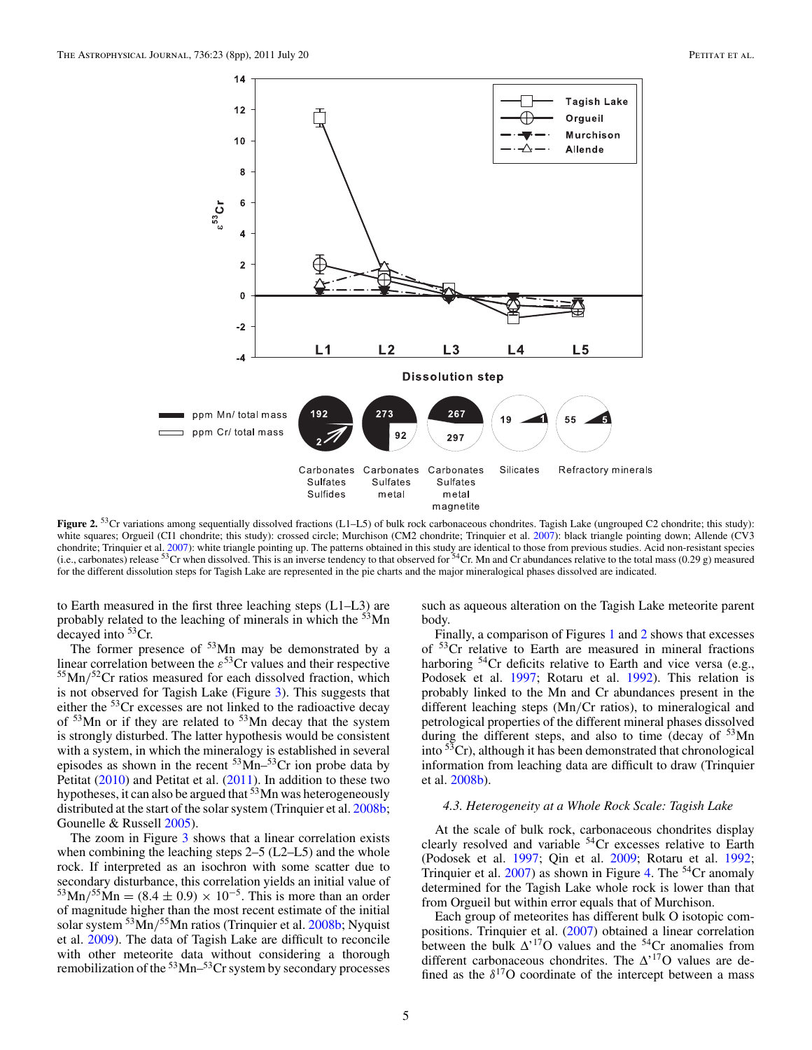**Figure 2.** $^{53}$Cr variations among sequentially dissolved fractions (L1–L5) of bulk rock carbonaceous chondrites. Tagish Lake (ungrouped C2 chondrite; this study): white squares; Orgueil (CI1 chondrite; this study): crossed circle; Murchison (CM2 chondrite; Trinquier et al. 2007): black triangle pointing down; Allende (CV3 chondrite; Trinquier et al. 2007): white triangle pointing up. The patterns obtained in this study are identical to those from previous studies. Acid non-resistant species (i.e., carbonates) release $^{53}$Cr when dissolved. This is an inverse tendency to that observed for $^{54}$Cr. Mn and Cr abundances relative to the total mass (0.29 g) measured for the different dissolution steps for Tagish Lake are represented in the pie charts and the major mineralogical phases dissolved are indicated.

to Earth measured in the first three leaching steps (L1–L3) are probably related to the leaching of minerals in which the $^{53}$Mn decayed into $^{53}$Cr.

The former presence of $^{53}$Mn may be demonstrated by a linear correlation between the $\varepsilon^{53}$Cr values and their respective $^{55}$Mn/$^{52}$Cr ratios measured for each dissolved fraction, which is not observed for Tagish Lake (Figure 3). This suggests that either the $^{53}$Cr excesses are not linked to the radioactive decay of $^{53}$Mn or if they are related to $^{53}$Mn decay that the system is strongly disturbed. The latter hypothesis would be consistent with a system, in which the mineralogy is established in several episodes as shown in the recent $^{53}$Mn–$^{53}$Cr ion probe data by Petitat (2010) and Petitat et al. (2011). In addition to these two hypotheses, it can also be argued that $^{53}$Mn was heterogeneously distributed at the start of the solar system (Trinquier et al. 2008b; Gounelle & Russell 2005).

The zoom in Figure 3 shows that a linear correlation exists when combining the leaching steps 2–5 (L2–L5) and the whole rock. If interpreted as an isochron with some scatter due to secondary disturbance, this correlation yields an initial value of $^{53}$Mn/$^{55}$Mn $= (8.4 \pm 0.9) \times 10^{-5}$. This is more than an order of magnitude higher than the most recent estimate of the initial solar system $^{53}$Mn/$^{55}$Mn ratios (Trinquier et al. 2008b; Nyquist et al. 2009). The data of Tagish Lake are difficult to reconcile with other meteorite data without considering a thorough remobilization of the $^{53}$Mn–$^{53}$Cr system by secondary processes such as aqueous alteration on the Tagish Lake meteorite parent body.

Finally, a comparison of Figures 1 and 2 shows that excesses of $^{53}$Cr relative to Earth are measured in mineral fractions harboring $^{54}$Cr deficits relative to Earth and vice versa (e.g., Podosek et al. 1997; Rotaru et al. 1992). This relation is probably linked to the Mn and Cr abundances present in the different leaching steps (Mn/Cr ratios), to mineralogical and petrological properties of the different mineral phases dissolved during the different steps, and also to time (decay of $^{53}$Mn into $^{53}$Cr), although it has been demonstrated that chronological information from leaching data are difficult to draw (Trinquier et al. 2008b).

### *4.3. Heterogeneity at a Whole Rock Scale: Tagish Lake*

At the scale of bulk rock, carbonaceous chondrites display clearly resolved and variable $^{54}$Cr excesses relative to Earth (Podosek et al. 1997; Qin et al. 2009; Rotaru et al. 1992; Trinquier et al. 2007) as shown in Figure 4. The $^{54}$Cr anomaly determined for the Tagish Lake whole rock is lower than that from Orgueil but within error equals that of Murchison.

Each group of meteorites has different bulk O isotopic compositions. Trinquier et al. (2007) obtained a linear correlation between the bulk $\Delta'^{17}$O values and the $^{54}$Cr anomalies from different carbonaceous chondrites. The $\Delta'^{17}$O values are defined as the $\delta^{17}$O coordinate of the intercept between a mass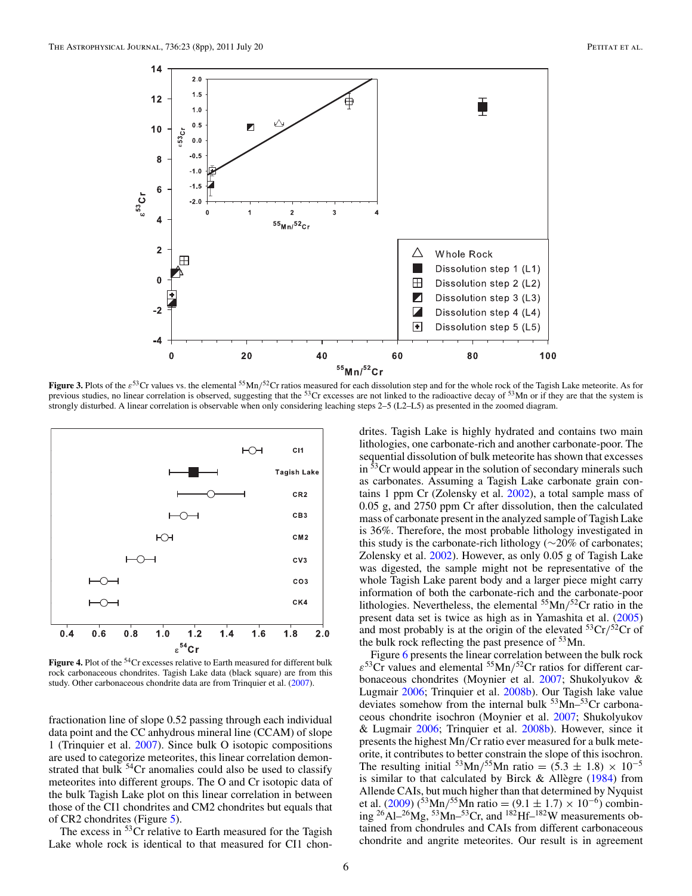**Figure 3.** Plots of the $\varepsilon^{53}$Cr values vs. the elemental $^{55}$Mn/$^{52}$Cr ratios measured for each dissolution step and for the whole rock of the Tagish Lake meteorite. As for previous studies, no linear correlation is observed, suggesting that the $^{53}$Cr excesses are not linked to the radioactive decay of $^{53}$Mn or if they are that the system is strongly disturbed. A linear correlation is observable when only considering leaching steps 2–5 (L2–L5) as presented in the zoomed diagram.

**Figure 4.** Plot of the $^{54}$Cr excesses relative to Earth measured for different bulk rock carbonaceous chondrites. Tagish Lake data (black square) are from this study. Other carbonaceous chondrite data are from Trinquier et al. (2007).

fractionation line of slope 0.52 passing through each individual data point and the CC anhydrous mineral line (CCAM) of slope 1 (Trinquier et al. 2007). Since bulk O isotopic compositions are used to categorize meteorites, this linear correlation demonstrated that bulk $^{54}$Cr anomalies could also be used to classify meteorites into different groups. The O and Cr isotopic data of the bulk Tagish Lake plot on this linear correlation in between those of the CI1 chondrites and CM2 chondrites but equals that of CR2 chondrites (Figure 5).

The excess in $^{53}$Cr relative to Earth measured for the Tagish Lake whole rock is identical to that measured for CI1 chondrites. Tagish Lake is highly hydrated and contains two main lithologies, one carbonate-rich and another carbonate-poor. The sequential dissolution of bulk meteorite has shown that excesses in $^{53}$Cr would appear in the solution of secondary minerals such as carbonates. Assuming a Tagish Lake carbonate grain contains 1 ppm Cr (Zolensky et al. 2002), a total sample mass of 0.05 g, and 2750 ppm Cr after dissolution, then the calculated mass of carbonate present in the analyzed sample of Tagish Lake is 36%. Therefore, the most probable lithology investigated in this study is the carbonate-rich lithology (~20% of carbonates; Zolensky et al. 2002). However, as only 0.05 g of Tagish Lake was digested, the sample might not be representative of the whole Tagish Lake parent body and a larger piece might carry information of both the carbonate-rich and the carbonate-poor lithologies. Nevertheless, the elemental $^{55}$Mn/$^{52}$Cr ratio in the present data set is twice as high as in Yamashita et al. (2005) and most probably is at the origin of the elevated $^{53}$Cr/$^{52}$Cr of the bulk rock reflecting the past presence of $^{53}$Mn.

Figure 6 presents the linear correlation between the bulk rock $\varepsilon^{53}$Cr values and elemental $^{55}$Mn/$^{52}$Cr ratios for different carbonaceous chondrites (Moynier et al. 2007; Shukolyukov & Lugmair 2006; Trinquier et al. 2008b). Our Tagish lake value deviates somehow from the internal bulk $^{53}$Mn–$^{53}$Cr carbonaceous chondrite isochron (Moynier et al. 2007; Shukolyukov & Lugmair 2006; Trinquier et al. 2008b). However, since it presents the highest Mn/Cr ratio ever measured for a bulk meteorite, it contributes to better constrain the slope of this isochron. The resulting initial $^{53}$Mn/$^{55}$Mn ratio = $(5.3 \pm 1.8) \times 10^{-5}$ is similar to that calculated by Birck & Allègre (1984) from Allende CAIs, but much higher than that determined by Nyquist et al. (2009) ($^{53}$Mn/$^{55}$Mn ratio = $(9.1 \pm 1.7) \times 10^{-6}$) combining $^{26}$Al–$^{26}$Mg, $^{53}$Mn–$^{53}$Cr, and $^{182}$Hf–$^{182}$W measurements obtained from chondrules and CAIs from different carbonaceous chondrite and angrite meteorites. Our result is in agreement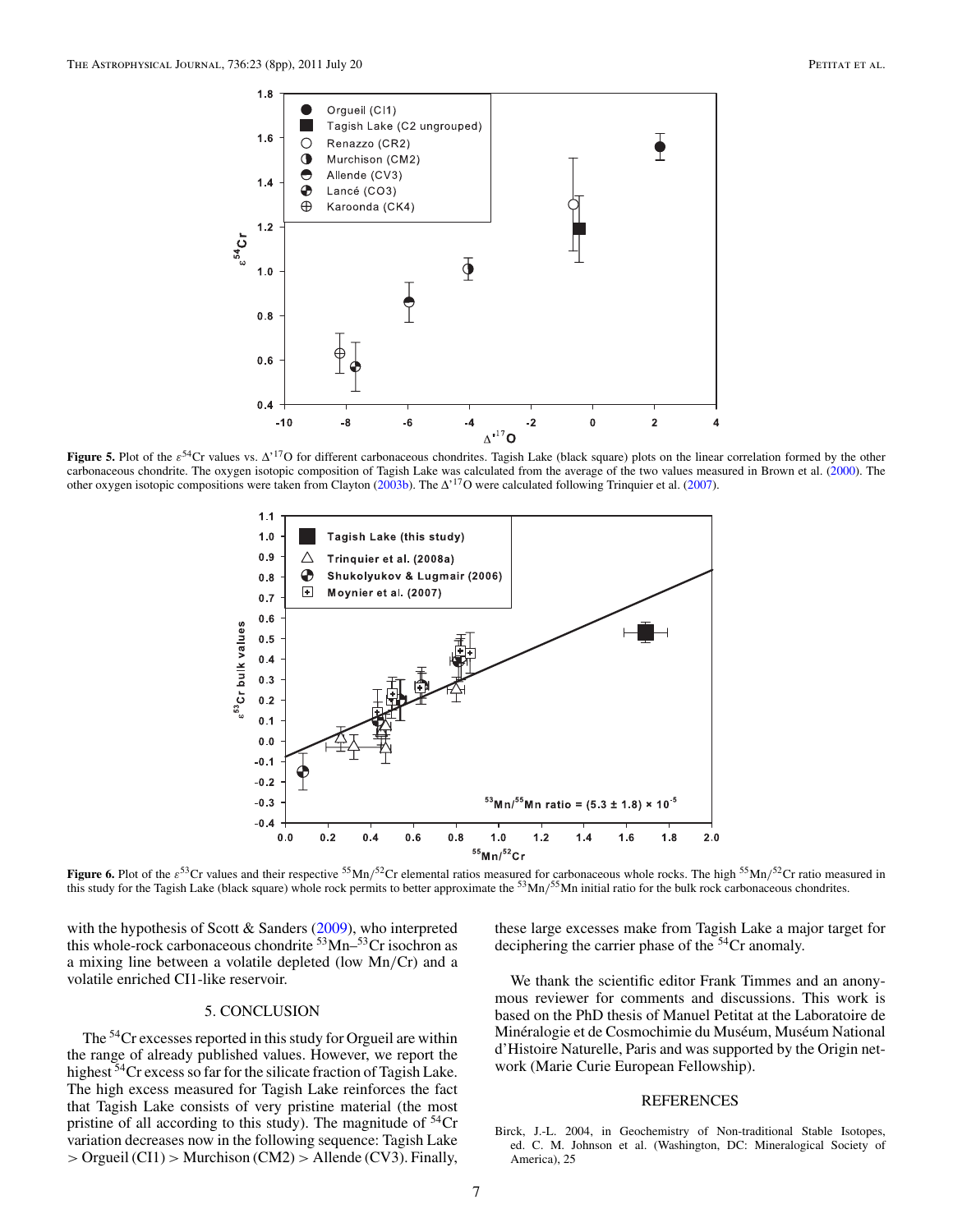**Figure 5.** Plot of the $\varepsilon^{54}$Cr values vs. $\Delta'^{17}$O for different carbonaceous chondrites. Tagish Lake (black square) plots on the linear correlation formed by the other carbonaceous chondrite. The oxygen isotopic composition of Tagish Lake was calculated from the average of the two values measured in Brown et al. (2000). The other oxygen isotopic compositions were taken from Clayton (2003b). The $\Delta'^{17}$O were calculated following Trinquier et al. (2007).

**Figure 6.** Plot of the $\varepsilon^{53}$Cr values and their respective $^{55}$Mn/$^{52}$Cr elemental ratios measured for carbonaceous whole rocks. The high $^{55}$Mn/$^{52}$Cr ratio measured in this study for the Tagish Lake (black square) whole rock permits to better approximate the $^{53}$Mn/$^{55}$Mn initial ratio for the bulk rock carbonaceous chondrites.

with the hypothesis of Scott & Sanders (2009), who interpreted this whole-rock carbonaceous chondrite $^{53}$Mn–$^{53}$Cr isochron as a mixing line between a volatile depleted (low Mn/Cr) and a volatile enriched CI1-like reservoir.

## 5. CONCLUSION

The $^{54}$Cr excesses reported in this study for Orgueil are within the range of already published values. However, we report the highest $^{54}$Cr excess so far for the silicate fraction of Tagish Lake. The high excess measured for Tagish Lake reinforces the fact that Tagish Lake consists of very pristine material (the most pristine of all according to this study). The magnitude of $^{54}$Cr variation decreases now in the following sequence: Tagish Lake > Orgueil (CI1) > Murchison (CM2) > Allende (CV3). Finally, these large excesses make from Tagish Lake a major target for deciphering the carrier phase of the $^{54}$Cr anomaly.

We thank the scientific editor Frank Timmes and an anonymous reviewer for comments and discussions. This work is based on the PhD thesis of Manuel Petitat at the Laboratoire de Minéralogie et de Cosmochimie du Muséum, Muséum National d'Histoire Naturelle, Paris and was supported by the Origin network (Marie Curie European Fellowship).

## REFERENCES

Birck, J.-L. 2004, in Geochemistry of Non-traditional Stable Isotopes, ed. C. M. Johnson et al. (Washington, DC: Mineralogical Society of America), 25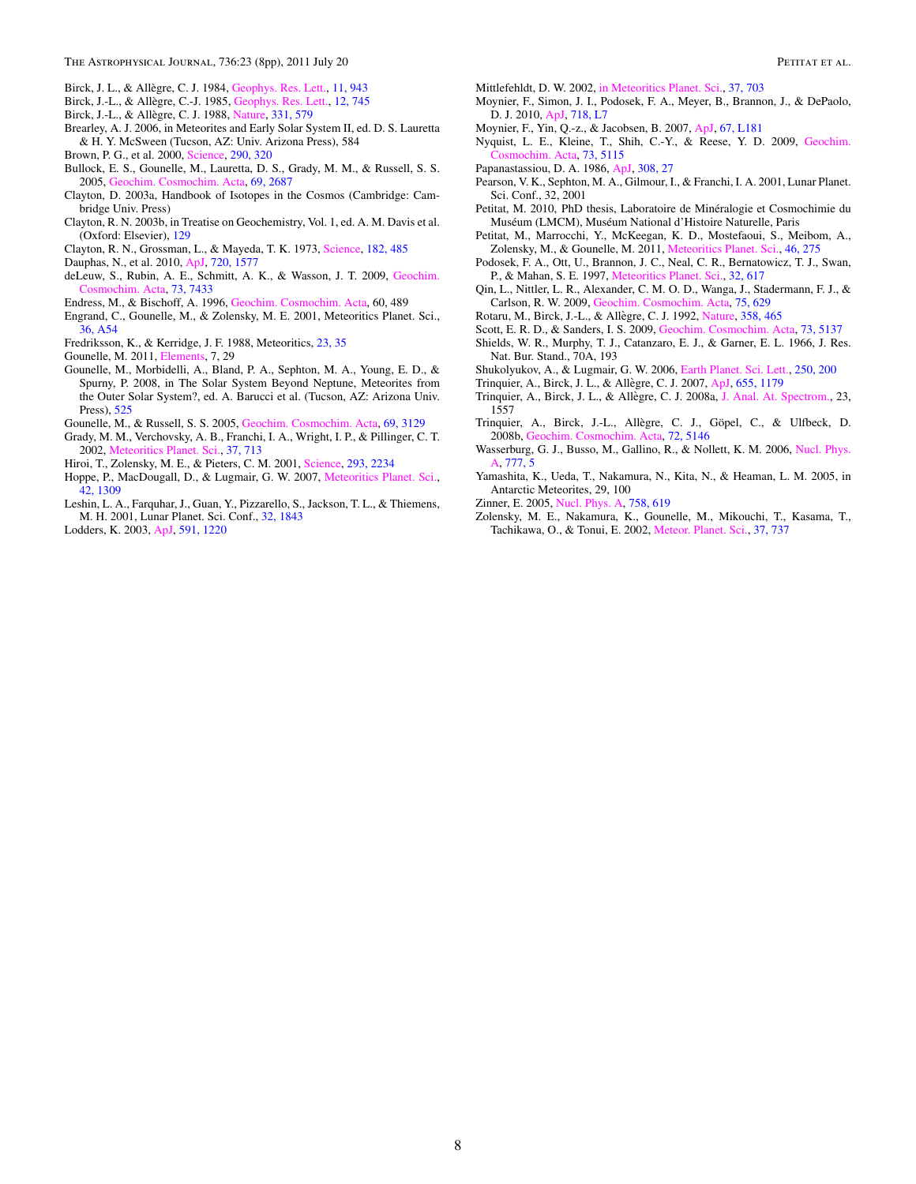Birck, J. L., & Allègre, C. J. 1984, Geophys. Res. Lett., 11, 943

Birck, J.-L., & Allègre, C.-J. 1985, Geophys. Res. Lett., 12, 745

Birck, J.-L., & Allègre, C. J. 1988, Nature, 331, 579

Brearley, A. J. 2006, in Meteorites and Early Solar System II, ed. D. S. Lauretta & H. Y. McSween (Tucson, AZ: Univ. Arizona Press), 584

Brown, P. G., et al. 2000, Science, 290, 320

Bullock, E. S., Gounelle, M., Lauretta, D. S., Grady, M. M., & Russell, S. S. 2005, Geochim. Cosmochim. Acta, 69, 2687

Clayton, D. 2003a, Handbook of Isotopes in the Cosmos (Cambridge: Cambridge Univ. Press)

Clayton, R. N. 2003b, in Treatise on Geochemistry, Vol. 1, ed. A. M. Davis et al. (Oxford: Elsevier), 129

Clayton, R. N., Grossman, L., & Mayeda, T. K. 1973, Science, 182, 485

Dauphas, N., et al. 2010, ApJ, 720, 1577

deLeuw, S., Rubin, A. E., Schmitt, A. K., & Wasson, J. T. 2009, Geochim. Cosmochim. Acta, 73, 7433

Endress, M., & Bischoff, A. 1996, Geochim. Cosmochim. Acta, 60, 489

Engrand, C., Gounelle, M., & Zolensky, M. E. 2001, Meteoritics Planet. Sci., 36, A54

Fredriksson, K., & Kerridge, J. F. 1988, Meteoritics, 23, 35

Gounelle, M. 2011, Elements, 7, 29

Gounelle, M., Morbidelli, A., Bland, P. A., Sephton, M. A., Young, E. D., & Spurny, P. 2008, in The Solar System Beyond Neptune, Meteorites from the Outer Solar System?, ed. A. Barucci et al. (Tucson, AZ: Arizona Univ. Press), 525

Gounelle, M., & Russell, S. S. 2005, Geochim. Cosmochim. Acta, 69, 3129

Grady, M. M., Verchovsky, A. B., Franchi, I. A., Wright, I. P., & Pillinger, C. T. 2002, Meteoritics Planet. Sci., 37, 713

Hiroi, T., Zolensky, M. E., & Pieters, C. M. 2001, Science, 293, 2234

Hoppe, P., MacDougall, D., & Lugmair, G. W. 2007, Meteoritics Planet. Sci., 42, 1309

Leshin, L. A., Farquhar, J., Guan, Y., Pizzarello, S., Jackson, T. L., & Thiemens, M. H. 2001, Lunar Planet. Sci. Conf., 32, 1843

Lodders, K. 2003, ApJ, 591, 1220

Mittlefehldt, D. W. 2002, in Meteoritics Planet. Sci., 37, 703

Moynier, F., Simon, J. I., Podosek, F. A., Meyer, B., Brannon, J., & DePaolo, D. J. 2010, ApJ, 718, L7

Moynier, F., Yin, Q.-z., & Jacobsen, B. 2007, ApJ, 67, L181

Nyquist, L. E., Kleine, T., Shih, C.-Y., & Reese, Y. D. 2009, Geochim. Cosmochim. Acta, 73, 5115

Papanastassiou, D. A. 1986, ApJ, 308, 27

Pearson, V. K., Sephton, M. A., Gilmour, I., & Franchi, I. A. 2001, Lunar Planet. Sci. Conf., 32, 2001

Petitat, M. 2010, PhD thesis, Laboratoire de Minéralogie et Cosmochimie du Muséum (LMCM), Muséum National d'Histoire Naturelle, Paris

Petitat, M., Marrocchi, Y., McKeegan, K. D., Mostefaoui, S., Meibom, A., Zolensky, M., & Gounelle, M. 2011, Meteoritics Planet. Sci., 46, 275

Podosek, F. A., Ott, U., Brannon, J. C., Neal, C. R., Bernatowicz, T. J., Swan, P., & Mahan, S. E. 1997, Meteoritics Planet. Sci., 32, 617

Qin, L., Nittler, L. R., Alexander, C. M. O. D., Wanga, J., Stadermann, F. J., & Carlson, R. W. 2009, Geochim. Cosmochim. Acta, 75, 629

Rotaru, M., Birck, J.-L., & Allègre, C. J. 1992, Nature, 358, 465

Scott, E. R. D., & Sanders, I. S. 2009, Geochim. Cosmochim. Acta, 73, 5137

Shields, W. R., Murphy, T. J., Catanzaro, E. J., & Garner, E. L. 1966, J. Res. Nat. Bur. Stand., 70A, 193

Shukolyukov, A., & Lugmair, G. W. 2006, Earth Planet. Sci. Lett., 250, 200

Trinquier, A., Birck, J. L., & Allègre, C. J. 2007, ApJ, 655, 1179

Trinquier, A., Birck, J. L., & Allègre, C. J. 2008a, J. Anal. At. Spectrom., 23, 1557

Trinquier, A., Birck, J.-L., Allègre, C. J., Göpel, C., & Ulfbeck, D. 2008b, Geochim. Cosmochim. Acta, 72, 5146

Wasserburg, G. J., Busso, M., Gallino, R., & Nollett, K. M. 2006, Nucl. Phys. A, 777, 5

Yamashita, K., Ueda, T., Nakamura, N., Kita, N., & Heaman, L. M. 2005, in Antarctic Meteorites, 29, 100

Zinner, E. 2005, Nucl. Phys. A, 758, 619

Zolensky, M. E., Nakamura, K., Gounelle, M., Mikouchi, T., Kasama, T., Tachikawa, O., & Tonui, E. 2002, Meteor. Planet. Sci., 37, 737